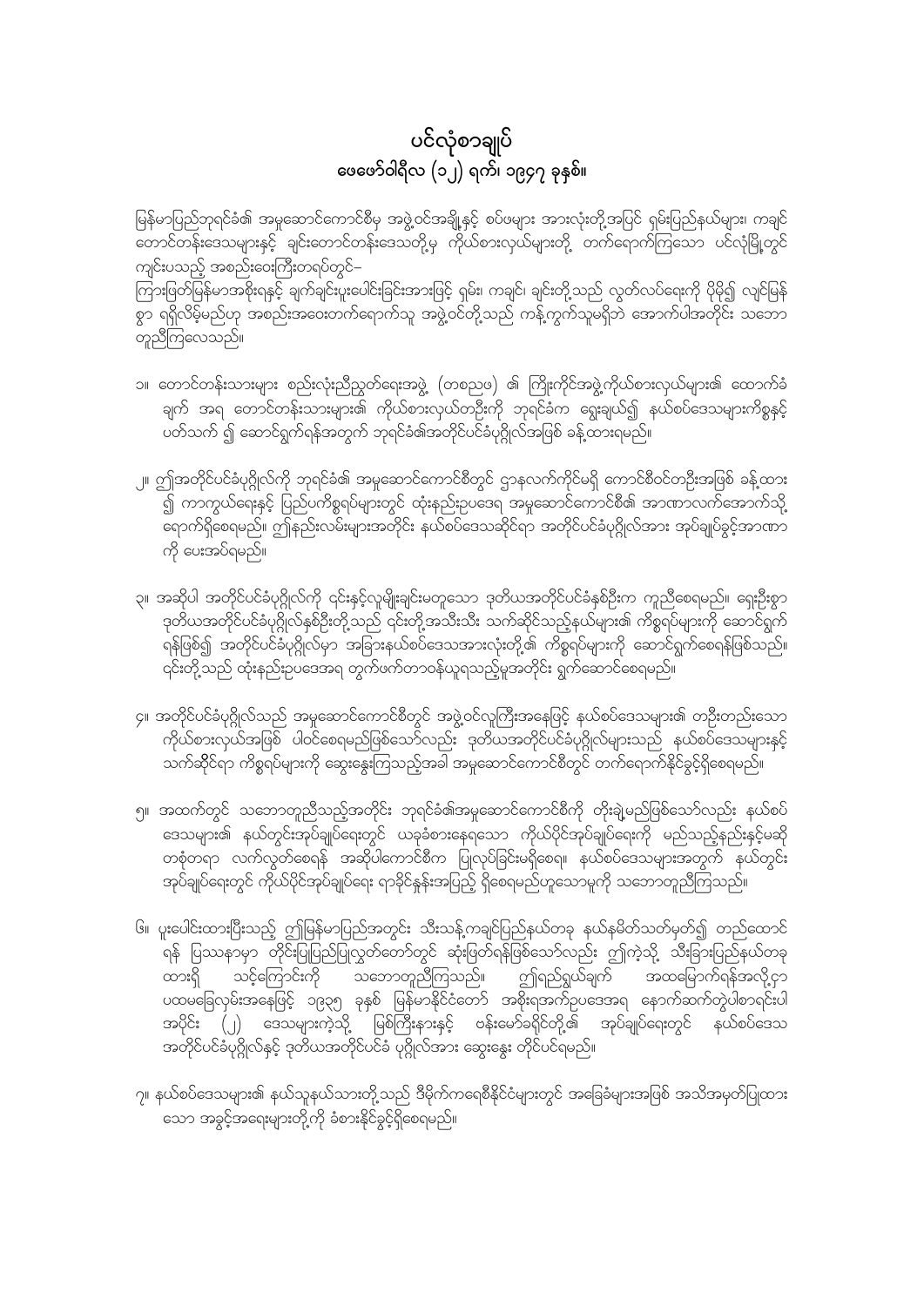# ပင်လုံစာချုပ်
## ဖေဖော်ဝါရီလ (၁၂) ရက်၊ ၁၉၄၇ ခုနှစ်။

မြန်မာပြည်ဘုရင်ခံ၏ အမှုဆောင်ကောင်စီမှ အဖွဲ့ဝင်အချို့နှင့် စပ်ဖများ အားလုံးတို့အပြင် ရှမ်းပြည်နယ်များ၊ ကချင်တောင်တန်းဒေသများနှင့် ချင်းတောင်တန်းဒေသတို့မှ ကိုယ်စားလှယ်များတို့ တက်ရောက်ကြသော ပင်လုံမြို့တွင် ကျင်းပသည့် အစည်းဝေးကြီးတရပ်တွင်–

ကြားဖြတ်မြန်မာအစိုးရနှင့် ချက်ချင်းပူးပေါင်းခြင်းအားဖြင့် ရှမ်း၊ ကချင်၊ ချင်းတို့သည် လွတ်လပ်ရေးကို ပိုမို၍ လျင်မြန်စွာ ရရှိလိမ့်မည်ဟု အစည်းအဝေးတက်ရောက်သူ အဖွဲ့ဝင်တို့သည် ကန့်ကွက်သူမရှိဘဲ အောက်ပါအတိုင်း သဘောတူညီကြလေသည်။

၁။ တောင်တန်းသားများ စည်းလုံးညီညွတ်ရေးအဖွဲ့ (တစညဖ) ၏ ကြိုးကိုင်အဖွဲ့ကိုယ်စားလှယ်များ၏ ထောက်ခံချက် အရ တောင်တန်းသားများ၏ ကိုယ်စားလှယ်တဦးကို ဘုရင်ခံက ရွေးချယ်၍ နယ်စပ်ဒေသများကိစ္စနှင့်ပတ်သက် ၍ ဆောင်ရွက်ရန်အတွက် ဘုရင်ခံ၏အတိုင်ပင်ခံပုဂ္ဂိုလ်အဖြစ် ခန့်ထားရမည်။

၂။ ဤအတိုင်ပင်ခံပုဂ္ဂိုလ်ကို ဘုရင်ခံ၏ အမှုဆောင်ကောင်စီတွင် ဌာနလက်ကိုင်မရှိ ကောင်စီဝင်တဦးအဖြစ် ခန့်ထား၍ ကာကွယ်ရေးနှင့် ပြည်ပကိစ္စရပ်များတွင် ထုံးနည်းဥပဒေအရ အမှုဆောင်ကောင်စီ၏ အာဏာလက်အောက်သို့ ရောက်ရှိစေရမည်။ ဤနည်းလမ်းများအတိုင်း နယ်စပ်ဒေသဆိုင်ရာ အတိုင်ပင်ခံပုဂ္ဂိုလ်အား အုပ်ချုပ်ခွင့်အာဏာကို ပေးအပ်ရမည်။

၃။ အဆိုပါ အတိုင်ပင်ခံပုဂ္ဂိုလ်ကို ၎င်းနှင့်လူမျိုးချင်းမတူသော ဒုတိယအတိုင်ပင်ခံနှစ်ဦးက ကူညီစေရမည်။ ရှေးဦးစွာ ဒုတိယအတိုင်ပင်ခံပုဂ္ဂိုလ်နှစ်ဦးတို့သည် ၎င်းတို့အသီးသီး သက်ဆိုင်သည့်နယ်များ၏ ကိစ္စရပ်များကို ဆောင်ရွက်ရန်ဖြစ်၍ အတိုင်ပင်ခံပုဂ္ဂိုလ်မှာ အခြားနယ်စပ်ဒေသအားလုံးတို့၏ ကိစ္စရပ်များကို ဆောင်ရွက်စေရန်ဖြစ်သည်။ ၎င်းတို့သည် ထုံးနည်းဥပဒေအရ တွက်ဖက်တာဝန်ယူရသည့်မူအတိုင်း ရွက်ဆောင်စေရမည်။

၄။ အတိုင်ပင်ခံပုဂ္ဂိုလ်သည် အမှုဆောင်ကောင်စီတွင် အဖွဲ့ဝင်လူကြီးအနေဖြင့် နယ်စပ်ဒေသများ၏ တဦးတည်းသော ကိုယ်စားလှယ်အဖြစ် ပါဝင်စေရမည်ဖြစ်သော်လည်း ဒုတိယအတိုင်ပင်ခံပုဂ္ဂိုလ်များသည် နယ်စပ်ဒေသများနှင့် သက်ဆိုင်ရာ ကိစ္စရပ်များကို ဆွေးနွေးကြသည့်အခါ အမှုဆောင်ကောင်စီတွင် တက်ရောက်နိုင်ခွင့်ရှိစေရမည်။

၅။ အထက်တွင် သဘောတူညီသည့်အတိုင်း ဘုရင်ခံ၏အမှုဆောင်ကောင်စီကို တိုးချဲ့မည်ဖြစ်သော်လည်း နယ်စပ်ဒေသများ၏ နယ်တွင်းအုပ်ချုပ်ရေးတွင် ယခုခံစားနေရသော ကိုယ်ပိုင်အုပ်ချုပ်ရေးကို မည်သည့်နည်းနှင့်မဆို တစုံတရာ လက်လွှတ်စေရန် အဆိုပါကောင်စီက ပြုလုပ်ခြင်းမရှိစေရ။ နယ်စပ်ဒေသများအတွက် နယ်တွင်းအုပ်ချုပ်ရေးတွင် ကိုယ်ပိုင်အုပ်ချုပ်ရေး ရာခိုင်နှုန်းအပြည့် ရှိစေရမည်ဟူသောမူကို သဘောတူညီကြသည်။

၆။ ပူးပေါင်းထားပြီးသည့် ဤမြန်မာပြည်အတွင်း သီးသန့်ကချင်ပြည်နယ်တခု နယ်နမိတ်သတ်မှတ်၍ တည်ထောင်ရန် ပြဿနာမှာ တိုင်းပြုပြည်ပြုလွှတ်တော်တွင် ဆုံးဖြတ်ရန်ဖြစ်သော်လည်း ဤကဲ့သို့ သီးခြားပြည်နယ်တခု ထားရှိ သင့်ကြောင်းကို သဘောတူညီကြသည်။ ဤရည်ရွယ်ချက် အထမြောက်ရန်အလို့ငှာ ပထမခြေလှမ်းအနေဖြင့် ၁၉၃၅ ခုနှစ် မြန်မာနိုင်ငံတော် အစိုးရအက်ဥပဒေအရ နောက်ဆက်တွဲပါစာရင်းပါ အပိုင်း (၂) ဒေသများကဲ့သို့ မြစ်ကြီးနားနှင့် ဗန်းမော်ခရိုင်တို့၏ အုပ်ချုပ်ရေးတွင် နယ်စပ်ဒေသ အတိုင်ပင်ခံပုဂ္ဂိုလ်နှင့် ဒုတိယအတိုင်ပင်ခံ ပုဂ္ဂိုလ်အား ဆွေးနွေး တိုင်ပင်ရမည်။

၇။ နယ်စပ်ဒေသများ၏ နယ်သူနယ်သားတို့သည် ဒီမိုက်ကရေစီနိုင်ငံများတွင် အခြေခံများအဖြစ် အသိအမှတ်ပြုထားသော အခွင့်အရေးများတို့ကို ခံစားနိုင်ခွင့်ရှိစေရမည်။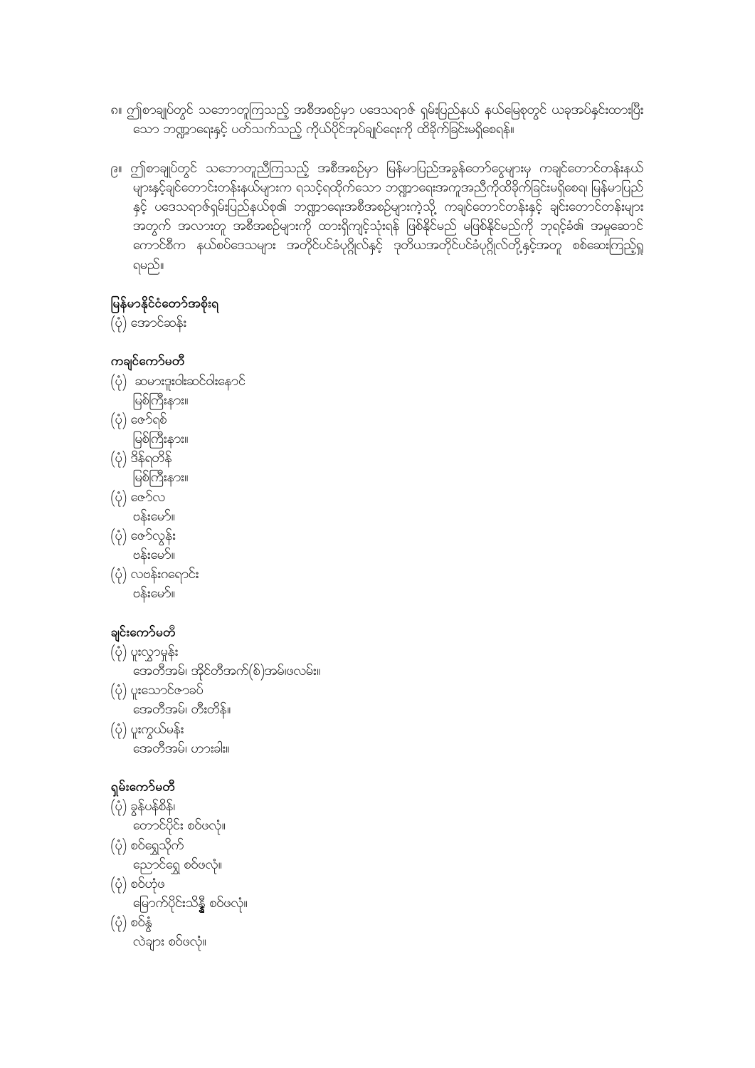၈။ ဤစာချုပ်တွင် သဘောတူကြသည့် အစီအစဉ်မှာ ပဒေသရာဇ် ရှမ်းပြည်နယ် နယ်မြေစုတွင် ယခုအပ်နှင်းထားပြီးသော ဘဏ္ဍာရေးနှင့် ပတ်သက်သည့် ကိုယ်ပိုင်အုပ်ချုပ်ရေးကို ထိခိုက်ခြင်းမရှိစေရန်။

၉။ ဤစာချုပ်တွင် သဘောတူညီကြသည့် အစီအစဉ်မှာ မြန်မာပြည်အခွန်တော်ငွေများမှ ကချင်တောင်တန်းနယ်များနှင့်ချင်းတောင်တန်းနယ်များက ရသင့်ရထိုက်သော ဘဏ္ဍာရေးအကူအညီကိုထိခိုက်ခြင်းမရှိစေရ၊ မြန်မာပြည်နှင့် ပဒေသရာဇ်ရှမ်းပြည်နယ်စု၏ ဘဏ္ဍာရေးအစီအစဉ်များကဲ့သို့ ကချင်တောင်တန်းနှင့် ချင်းတောင်တန်းများအတွက် အလားတူ အစီအစဉ်များကို ထားရှိကျင့်သုံးရန် ဖြစ်နိုင်မည် မဖြစ်နိုင်မည်ကို ဘုရင့်ခံ၏ အမှုဆောင်ကောင်စီက နယ်စပ်ဒေသများ အတိုင်ပင်ခံပုဂ္ဂိုလ်နှင့် ဒုတိယအတိုင်ပင်ခံပုဂ္ဂိုလ်တို့နှင့်အတူ စစ်ဆေးကြည့်ရှုရမည်။

**မြန်မာနိုင်ငံတော်အစိုးရ**

(ပုံ) အောင်ဆန်း

**ကချင်ကော်မတီ**

(ပုံ) ဆမားဒူးဝါးဆင်ဝါးနောင်
မြစ်ကြီးနား။

(ပုံ) ဇော်ရစ်
မြစ်ကြီးနား။

(ပုံ) ဒိန်ရတိန်
မြစ်ကြီးနား။

(ပုံ) ဇော်လ
ဗန်းမော်။

(ပုံ) ဇော်လွန်း
ဗန်းမော်။

(ပုံ) လဗန်းဂရောင်း
ဗန်းမော်။

**ချင်းကော်မတီ**

(ပုံ) ပူးလှာမှုန်း
အေတီအမ်၊ အိုင်တီအက်(စ်)အမ်ဖလမ်း။

(ပုံ) ပူးသောင်ဇာခပ်
အေတီအမ်၊ တီးတိန်။

(ပုံ) ပူးကွယ်မန်း
အေတီအမ်၊ ဟားခါး။

**ရှမ်းကော်မတီ**

(ပုံ) ခွန်ပန်စိန်၊
တောင်ပိုင်း စဝ်ဖလုံ။

(ပုံ) စဝ်ရွှေသိုက်
ညောင်ရွှေ စဝ်ဖလုံ။

(ပုံ) စဝ်ဟုံဖ
မြောက်ပိုင်းသိန္နီ စဝ်ဖလုံ။

(ပုံ) စဝ်နွံ
လဲချား စဝ်ဖလုံ။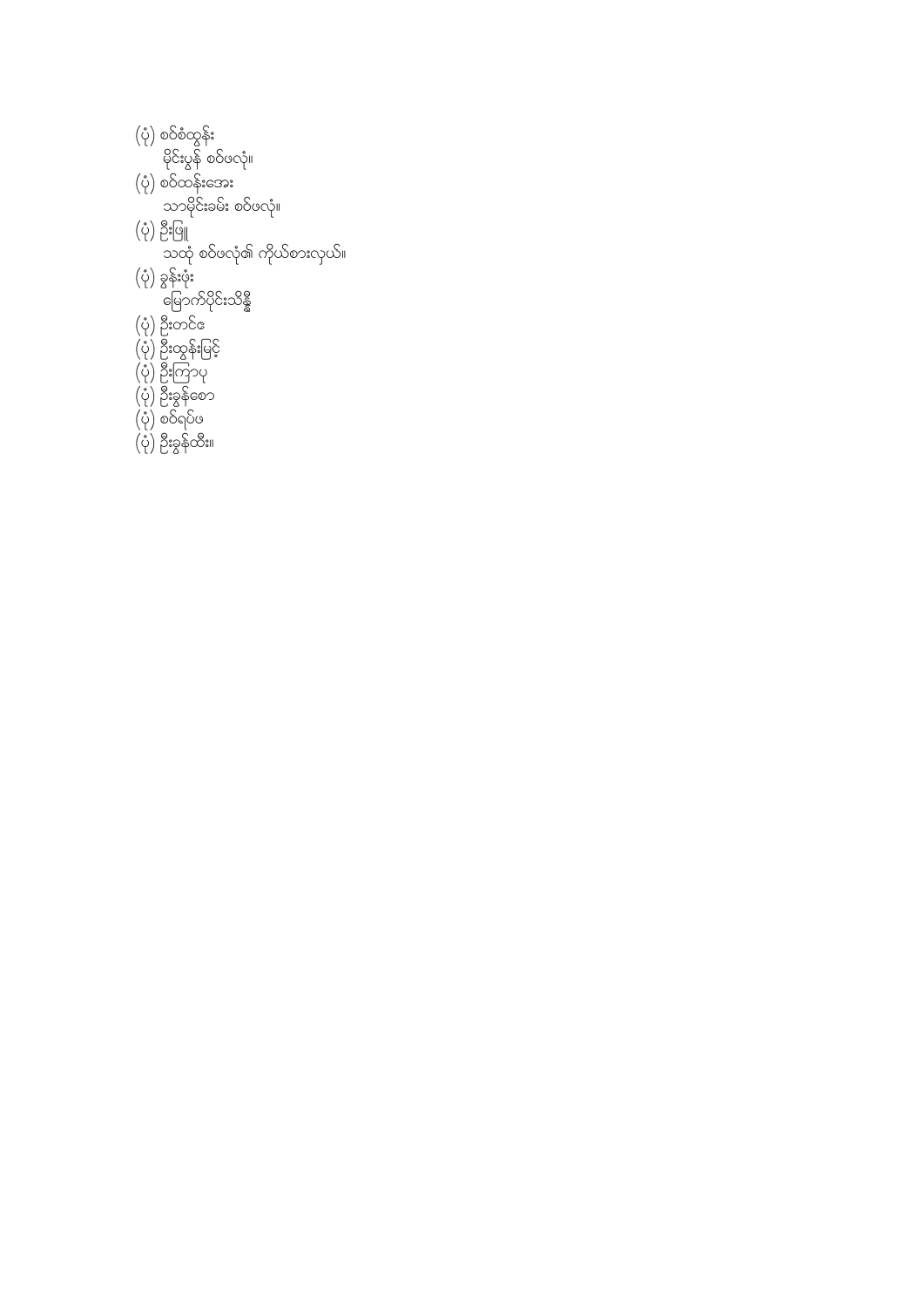(ပုံ) စဝ်စံထွန်း
    မိုင်းပွန် စဝ်ဖလုံ။

(ပုံ) စဝ်ထန်းအေး
    သာမိုင်းခမ်း စဝ်ဖလုံ။

(ပုံ) ဦးဖြူ
    သထုံ စဝ်ဖလုံ၏ ကိုယ်စားလှယ်။

(ပုံ) ခွန်းဖုံး
    မြောက်ပိုင်းသိန္နီ

(ပုံ) ဦးတင်ဖေ

(ပုံ) ဦးထွန်းမြင့်

(ပုံ) ဦးကြာပု

(ပုံ) ဦးခွန်စော

(ပုံ) စဝ်ရပ်ဖ

(ပုံ) ဦးခွန်ထီး။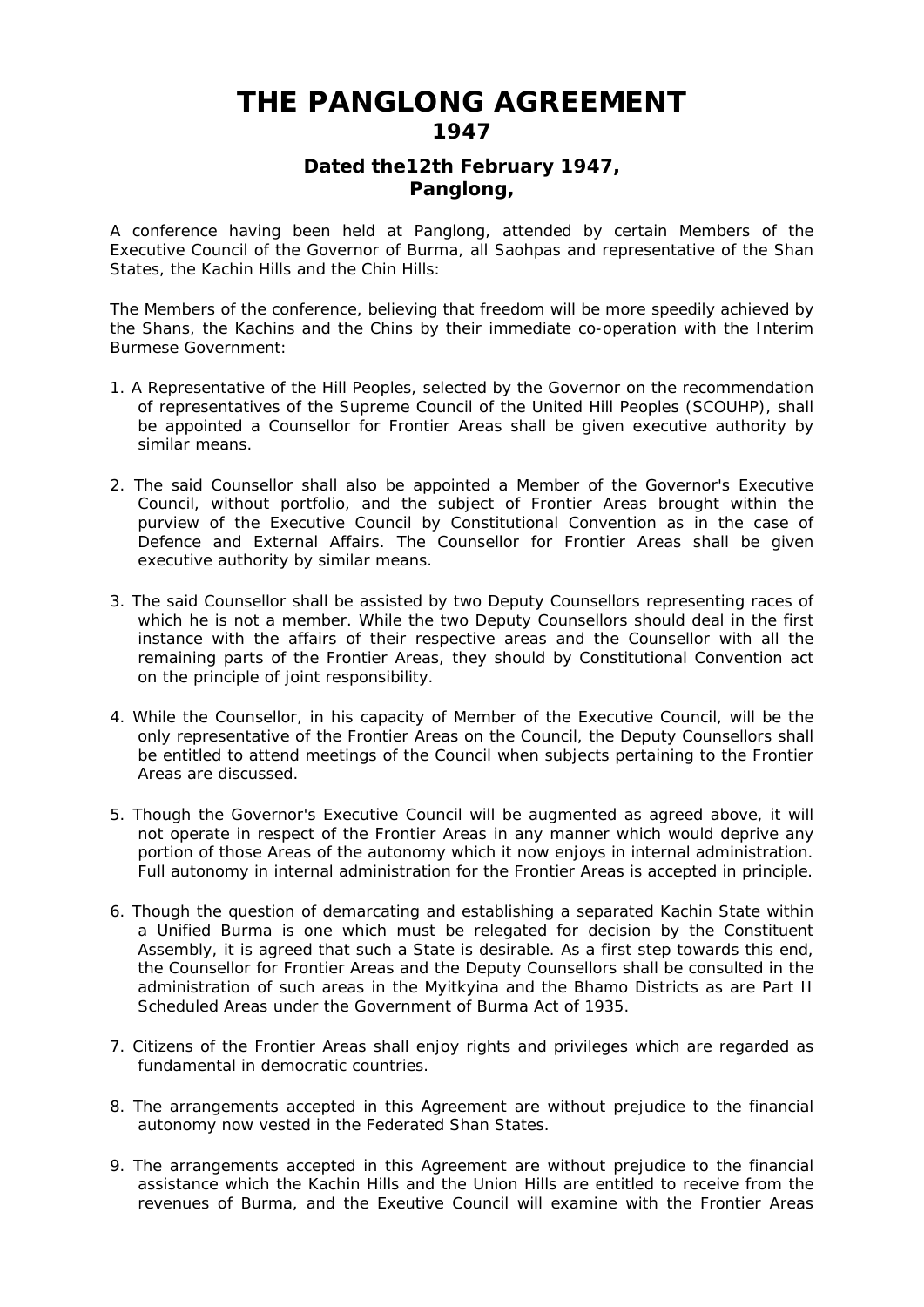# THE PANGLONG AGREEMENT

## 1947

### Dated the12th February 1947, Panglong,

A conference having been held at Panglong, attended by certain Members of the Executive Council of the Governor of Burma, all Saohpas and representative of the Shan States, the Kachin Hills and the Chin Hills:

The Members of the conference, believing that freedom will be more speedily achieved by the Shans, the Kachins and the Chins by their immediate co-operation with the Interim Burmese Government:

1. A Representative of the Hill Peoples, selected by the Governor on the recommendation of representatives of the Supreme Council of the United Hill Peoples (SCOUHP), shall be appointed a Counsellor for Frontier Areas shall be given executive authority by similar means.

2. The said Counsellor shall also be appointed a Member of the Governor's Executive Council, without portfolio, and the subject of Frontier Areas brought within the purview of the Executive Council by Constitutional Convention as in the case of Defence and External Affairs. The Counsellor for Frontier Areas shall be given executive authority by similar means.

3. The said Counsellor shall be assisted by two Deputy Counsellors representing races of which he is not a member. While the two Deputy Counsellors should deal in the first instance with the affairs of their respective areas and the Counsellor with all the remaining parts of the Frontier Areas, they should by Constitutional Convention act on the principle of joint responsibility.

4. While the Counsellor, in his capacity of Member of the Executive Council, will be the only representative of the Frontier Areas on the Council, the Deputy Counsellors shall be entitled to attend meetings of the Council when subjects pertaining to the Frontier Areas are discussed.

5. Though the Governor's Executive Council will be augmented as agreed above, it will not operate in respect of the Frontier Areas in any manner which would deprive any portion of those Areas of the autonomy which it now enjoys in internal administration. Full autonomy in internal administration for the Frontier Areas is accepted in principle.

6. Though the question of demarcating and establishing a separated Kachin State within a Unified Burma is one which must be relegated for decision by the Constituent Assembly, it is agreed that such a State is desirable. As a first step towards this end, the Counsellor for Frontier Areas and the Deputy Counsellors shall be consulted in the administration of such areas in the Myitkyina and the Bhamo Districts as are Part II Scheduled Areas under the Government of Burma Act of 1935.

7. Citizens of the Frontier Areas shall enjoy rights and privileges which are regarded as fundamental in democratic countries.

8. The arrangements accepted in this Agreement are without prejudice to the financial autonomy now vested in the Federated Shan States.

9. The arrangements accepted in this Agreement are without prejudice to the financial assistance which the Kachin Hills and the Union Hills are entitled to receive from the revenues of Burma, and the Exeutive Council will examine with the Frontier Areas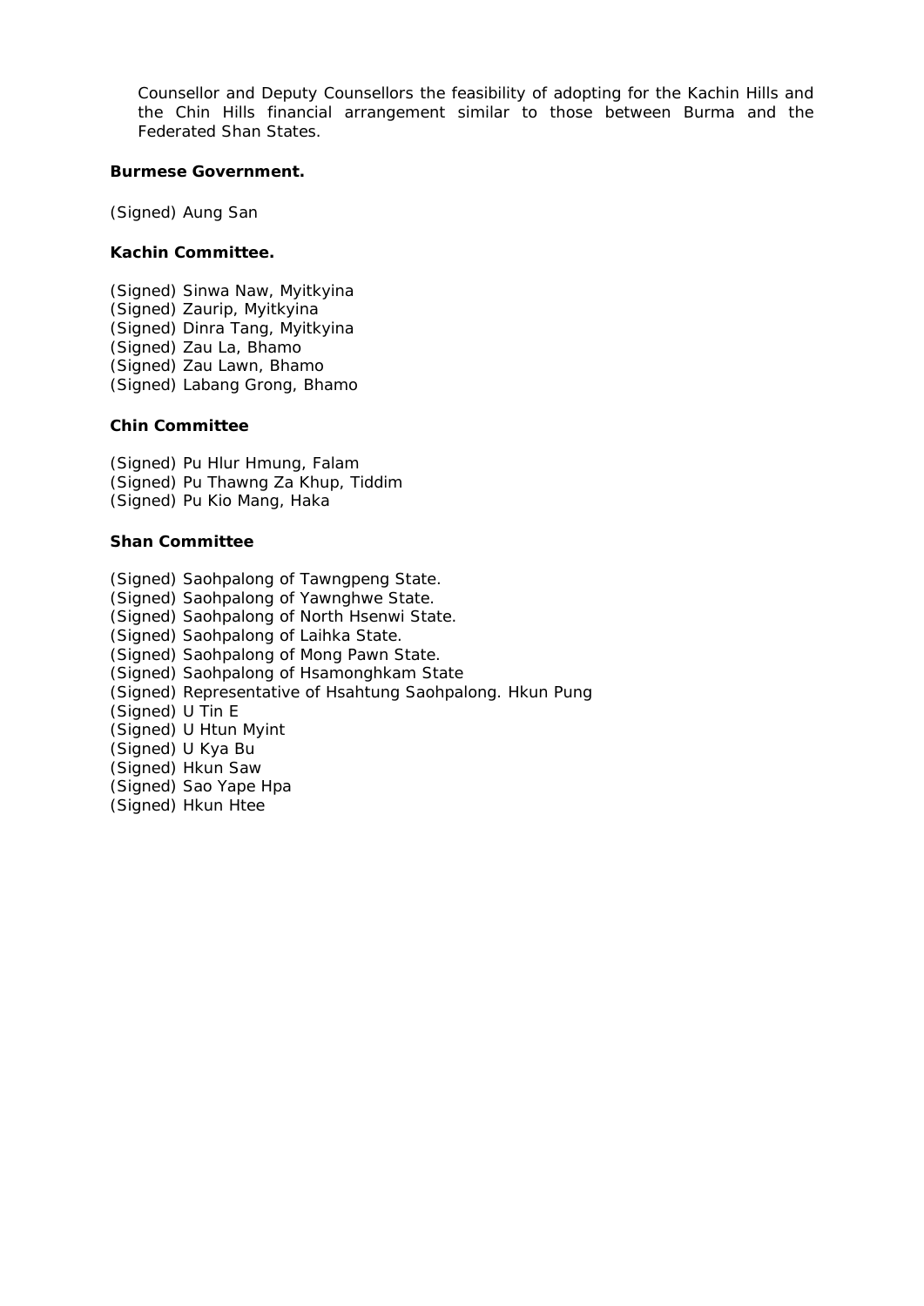Counsellor and Deputy Counsellors the feasibility of adopting for the Kachin Hills and the Chin Hills financial arrangement similar to those between Burma and the Federated Shan States.

**Burmese Government.**

(Signed) Aung San

**Kachin Committee.**

(Signed) Sinwa Naw, Myitkyina
(Signed) Zaurip, Myitkyina
(Signed) Dinra Tang, Myitkyina
(Signed) Zau La, Bhamo
(Signed) Zau Lawn, Bhamo
(Signed) Labang Grong, Bhamo

**Chin Committee**

(Signed) Pu Hlur Hmung, Falam
(Signed) Pu Thawng Za Khup, Tiddim
(Signed) Pu Kio Mang, Haka

**Shan Committee**

(Signed) Saohpalong of Tawngpeng State.
(Signed) Saohpalong of Yawnghwe State.
(Signed) Saohpalong of North Hsenwi State.
(Signed) Saohpalong of Laihka State.
(Signed) Saohpalong of Mong Pawn State.
(Signed) Saohpalong of Hsamonghkam State
(Signed) Representative of Hsahtung Saohpalong. Hkun Pung
(Signed) U Tin E
(Signed) U Htun Myint
(Signed) U Kya Bu
(Signed) Hkun Saw
(Signed) Sao Yape Hpa
(Signed) Hkun Htee